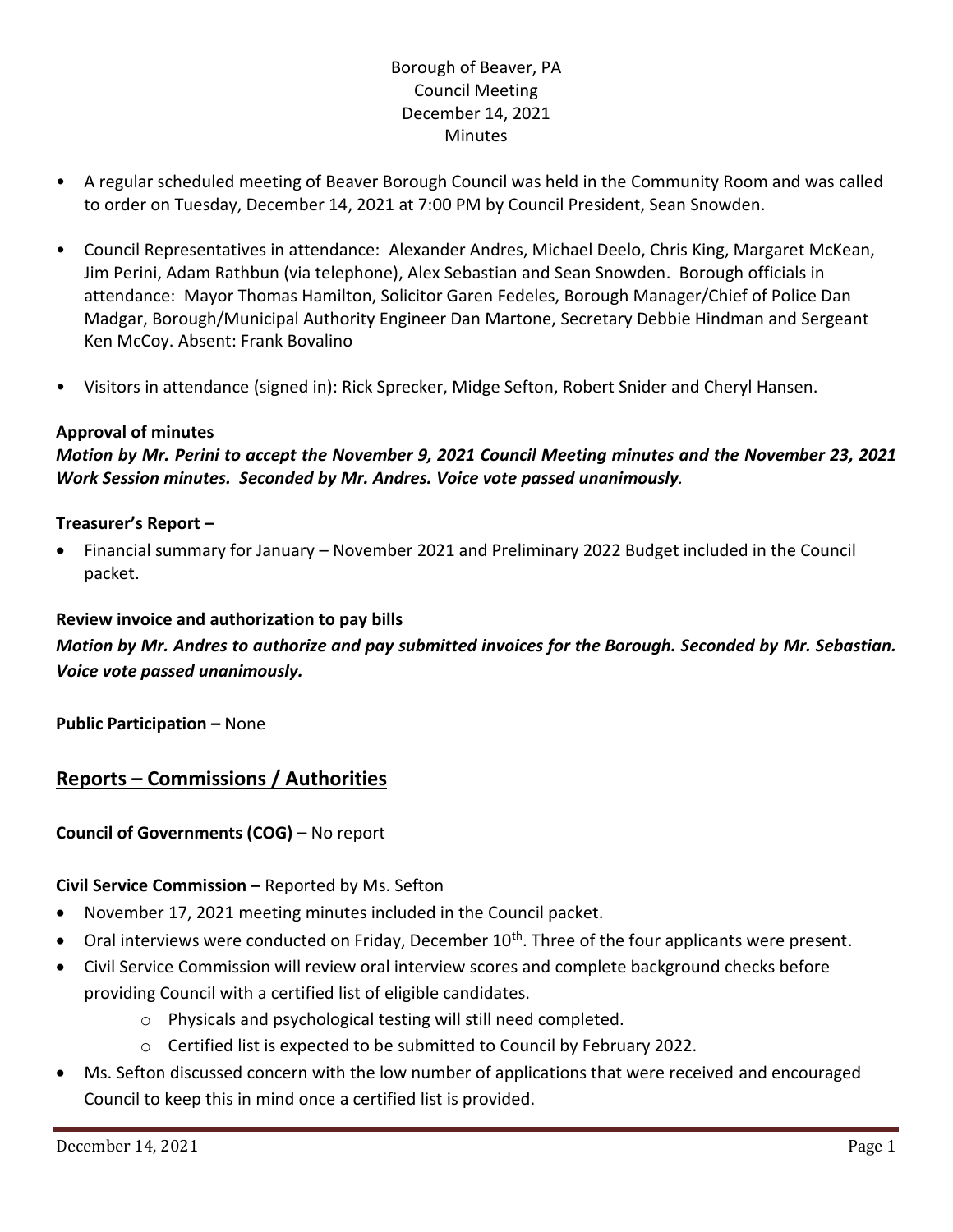Borough of Beaver, PA
Council Meeting
December 14, 2021
Minutes

- A regular scheduled meeting of Beaver Borough Council was held in the Community Room and was called to order on Tuesday, December 14, 2021 at 7:00 PM by Council President, Sean Snowden.

- Council Representatives in attendance: Alexander Andres, Michael Deelo, Chris King, Margaret McKean, Jim Perini, Adam Rathbun (via telephone), Alex Sebastian and Sean Snowden. Borough officials in attendance: Mayor Thomas Hamilton, Solicitor Garen Fedeles, Borough Manager/Chief of Police Dan Madgar, Borough/Municipal Authority Engineer Dan Martone, Secretary Debbie Hindman and Sergeant Ken McCoy. Absent: Frank Bovalino

- Visitors in attendance (signed in): Rick Sprecker, Midge Sefton, Robert Snider and Cheryl Hansen.

**Approval of minutes**

***Motion by Mr. Perini to accept the November 9, 2021 Council Meeting minutes and the November 23, 2021 Work Session minutes. Seconded by Mr. Andres. Voice vote passed unanimously.***

**Treasurer's Report –**

- Financial summary for January – November 2021 and Preliminary 2022 Budget included in the Council packet.

**Review invoice and authorization to pay bills**

***Motion by Mr. Andres to authorize and pay submitted invoices for the Borough. Seconded by Mr. Sebastian. Voice vote passed unanimously.***

**Public Participation –** None

## Reports – Commissions / Authorities

**Council of Governments (COG) –** No report

**Civil Service Commission –** Reported by Ms. Sefton

- November 17, 2021 meeting minutes included in the Council packet.
- Oral interviews were conducted on Friday, December 10th. Three of the four applicants were present.
- Civil Service Commission will review oral interview scores and complete background checks before providing Council with a certified list of eligible candidates.
  - Physicals and psychological testing will still need completed.
  - Certified list is expected to be submitted to Council by February 2022.
- Ms. Sefton discussed concern with the low number of applications that were received and encouraged Council to keep this in mind once a certified list is provided.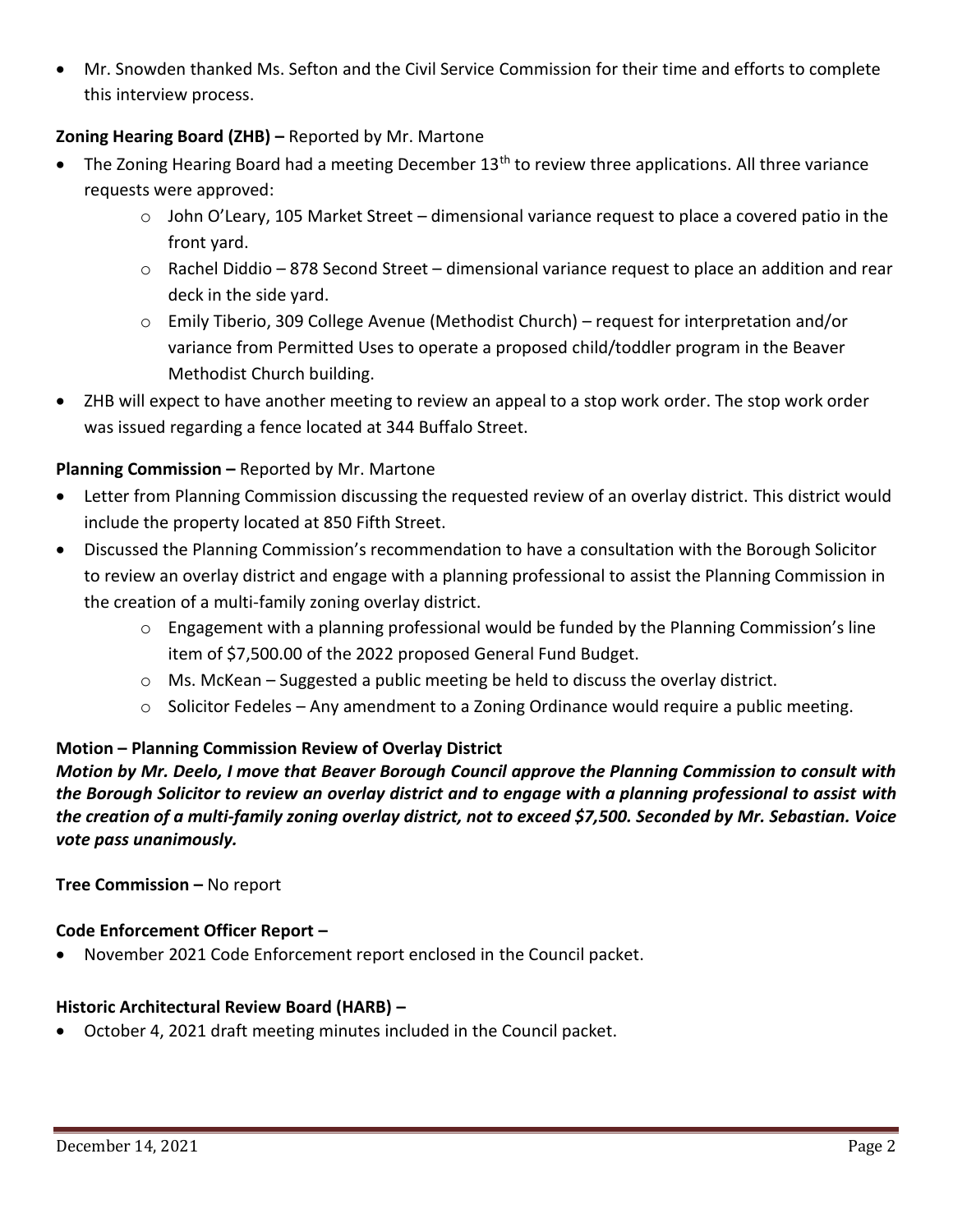- Mr. Snowden thanked Ms. Sefton and the Civil Service Commission for their time and efforts to complete this interview process.

**Zoning Hearing Board (ZHB) –** Reported by Mr. Martone

- The Zoning Hearing Board had a meeting December 13th to review three applications. All three variance requests were approved:
    - John O'Leary, 105 Market Street – dimensional variance request to place a covered patio in the front yard.
    - Rachel Diddio – 878 Second Street – dimensional variance request to place an addition and rear deck in the side yard.
    - Emily Tiberio, 309 College Avenue (Methodist Church) – request for interpretation and/or variance from Permitted Uses to operate a proposed child/toddler program in the Beaver Methodist Church building.
- ZHB will expect to have another meeting to review an appeal to a stop work order. The stop work order was issued regarding a fence located at 344 Buffalo Street.

**Planning Commission –** Reported by Mr. Martone

- Letter from Planning Commission discussing the requested review of an overlay district. This district would include the property located at 850 Fifth Street.
- Discussed the Planning Commission's recommendation to have a consultation with the Borough Solicitor to review an overlay district and engage with a planning professional to assist the Planning Commission in the creation of a multi-family zoning overlay district.
    - Engagement with a planning professional would be funded by the Planning Commission's line item of $7,500.00 of the 2022 proposed General Fund Budget.
    - Ms. McKean – Suggested a public meeting be held to discuss the overlay district.
    - Solicitor Fedeles – Any amendment to a Zoning Ordinance would require a public meeting.

**Motion – Planning Commission Review of Overlay District**

***Motion by Mr. Deelo, I move that Beaver Borough Council approve the Planning Commission to consult with the Borough Solicitor to review an overlay district and to engage with a planning professional to assist with the creation of a multi-family zoning overlay district, not to exceed $7,500. Seconded by Mr. Sebastian. Voice vote pass unanimously.***

**Tree Commission –** No report

**Code Enforcement Officer Report –**

- November 2021 Code Enforcement report enclosed in the Council packet.

**Historic Architectural Review Board (HARB) –**

- October 4, 2021 draft meeting minutes included in the Council packet.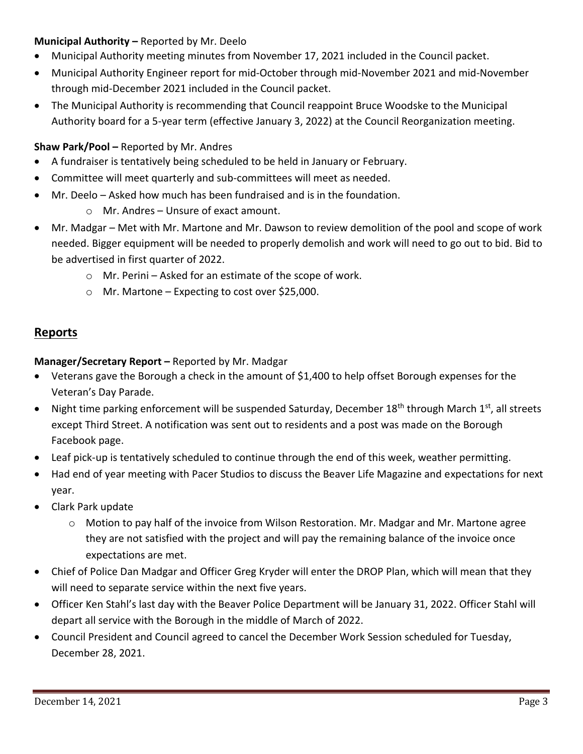**Municipal Authority –** Reported by Mr. Deelo

- Municipal Authority meeting minutes from November 17, 2021 included in the Council packet.
- Municipal Authority Engineer report for mid-October through mid-November 2021 and mid-November through mid-December 2021 included in the Council packet.
- The Municipal Authority is recommending that Council reappoint Bruce Woodske to the Municipal Authority board for a 5-year term (effective January 3, 2022) at the Council Reorganization meeting.

**Shaw Park/Pool –** Reported by Mr. Andres

- A fundraiser is tentatively being scheduled to be held in January or February.
- Committee will meet quarterly and sub-committees will meet as needed.
- Mr. Deelo – Asked how much has been fundraised and is in the foundation.
  - Mr. Andres – Unsure of exact amount.
- Mr. Madgar – Met with Mr. Martone and Mr. Dawson to review demolition of the pool and scope of work needed. Bigger equipment will be needed to properly demolish and work will need to go out to bid. Bid to be advertised in first quarter of 2022.
  - Mr. Perini – Asked for an estimate of the scope of work.
  - Mr. Martone – Expecting to cost over $25,000.

## Reports

**Manager/Secretary Report –** Reported by Mr. Madgar

- Veterans gave the Borough a check in the amount of $1,400 to help offset Borough expenses for the Veteran's Day Parade.
- Night time parking enforcement will be suspended Saturday, December 18th through March 1st, all streets except Third Street. A notification was sent out to residents and a post was made on the Borough Facebook page.
- Leaf pick-up is tentatively scheduled to continue through the end of this week, weather permitting.
- Had end of year meeting with Pacer Studios to discuss the Beaver Life Magazine and expectations for next year.
- Clark Park update
  - Motion to pay half of the invoice from Wilson Restoration. Mr. Madgar and Mr. Martone agree they are not satisfied with the project and will pay the remaining balance of the invoice once expectations are met.
- Chief of Police Dan Madgar and Officer Greg Kryder will enter the DROP Plan, which will mean that they will need to separate service within the next five years.
- Officer Ken Stahl's last day with the Beaver Police Department will be January 31, 2022. Officer Stahl will depart all service with the Borough in the middle of March of 2022.
- Council President and Council agreed to cancel the December Work Session scheduled for Tuesday, December 28, 2021.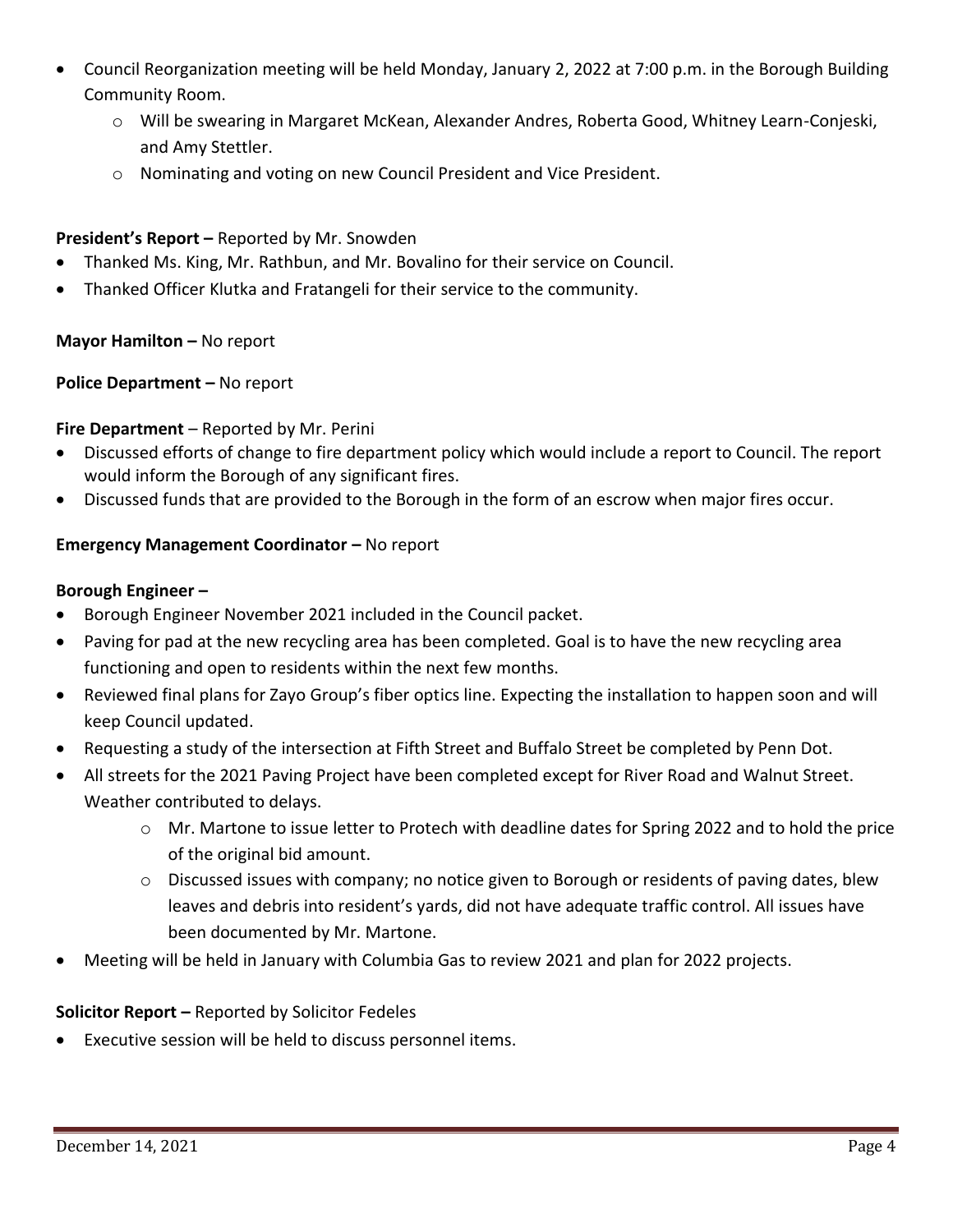- Council Reorganization meeting will be held Monday, January 2, 2022 at 7:00 p.m. in the Borough Building Community Room.
    - Will be swearing in Margaret McKean, Alexander Andres, Roberta Good, Whitney Learn-Conjeski, and Amy Stettler.
    - Nominating and voting on new Council President and Vice President.

**President's Report –** Reported by Mr. Snowden

- Thanked Ms. King, Mr. Rathbun, and Mr. Bovalino for their service on Council.
- Thanked Officer Klutka and Fratangeli for their service to the community.

**Mayor Hamilton –** No report

**Police Department –** No report

**Fire Department** – Reported by Mr. Perini

- Discussed efforts of change to fire department policy which would include a report to Council. The report would inform the Borough of any significant fires.
- Discussed funds that are provided to the Borough in the form of an escrow when major fires occur.

**Emergency Management Coordinator –** No report

**Borough Engineer –**

- Borough Engineer November 2021 included in the Council packet.
- Paving for pad at the new recycling area has been completed. Goal is to have the new recycling area functioning and open to residents within the next few months.
- Reviewed final plans for Zayo Group's fiber optics line. Expecting the installation to happen soon and will keep Council updated.
- Requesting a study of the intersection at Fifth Street and Buffalo Street be completed by Penn Dot.
- All streets for the 2021 Paving Project have been completed except for River Road and Walnut Street. Weather contributed to delays.
    - Mr. Martone to issue letter to Protech with deadline dates for Spring 2022 and to hold the price of the original bid amount.
    - Discussed issues with company; no notice given to Borough or residents of paving dates, blew leaves and debris into resident's yards, did not have adequate traffic control. All issues have been documented by Mr. Martone.
- Meeting will be held in January with Columbia Gas to review 2021 and plan for 2022 projects.

**Solicitor Report –** Reported by Solicitor Fedeles

- Executive session will be held to discuss personnel items.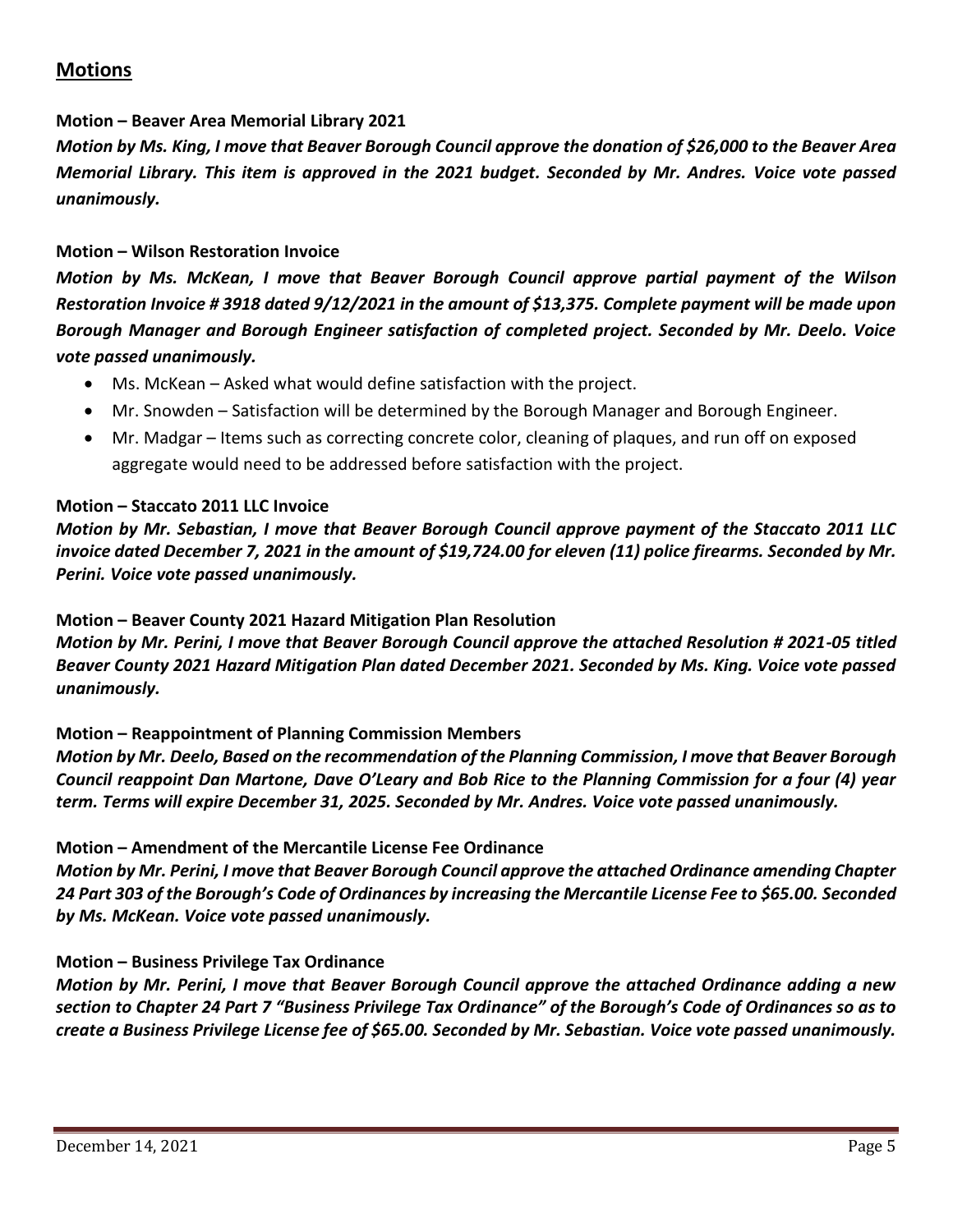## **Motions**

**Motion – Beaver Area Memorial Library 2021**

***Motion by Ms. King, I move that Beaver Borough Council approve the donation of $26,000 to the Beaver Area Memorial Library. This item is approved in the 2021 budget. Seconded by Mr. Andres. Voice vote passed unanimously.***

**Motion – Wilson Restoration Invoice**

***Motion by Ms. McKean, I move that Beaver Borough Council approve partial payment of the Wilson Restoration Invoice # 3918 dated 9/12/2021 in the amount of $13,375. Complete payment will be made upon Borough Manager and Borough Engineer satisfaction of completed project. Seconded by Mr. Deelo. Voice vote passed unanimously.***

- Ms. McKean – Asked what would define satisfaction with the project.
- Mr. Snowden – Satisfaction will be determined by the Borough Manager and Borough Engineer.
- Mr. Madgar – Items such as correcting concrete color, cleaning of plaques, and run off on exposed aggregate would need to be addressed before satisfaction with the project.

**Motion – Staccato 2011 LLC Invoice**

***Motion by Mr. Sebastian, I move that Beaver Borough Council approve payment of the Staccato 2011 LLC invoice dated December 7, 2021 in the amount of $19,724.00 for eleven (11) police firearms. Seconded by Mr. Perini. Voice vote passed unanimously.***

**Motion – Beaver County 2021 Hazard Mitigation Plan Resolution**

***Motion by Mr. Perini, I move that Beaver Borough Council approve the attached Resolution # 2021-05 titled Beaver County 2021 Hazard Mitigation Plan dated December 2021. Seconded by Ms. King. Voice vote passed unanimously.***

**Motion – Reappointment of Planning Commission Members**

***Motion by Mr. Deelo, Based on the recommendation of the Planning Commission, I move that Beaver Borough Council reappoint Dan Martone, Dave O'Leary and Bob Rice to the Planning Commission for a four (4) year term. Terms will expire December 31, 2025. Seconded by Mr. Andres. Voice vote passed unanimously.***

**Motion – Amendment of the Mercantile License Fee Ordinance**

***Motion by Mr. Perini, I move that Beaver Borough Council approve the attached Ordinance amending Chapter 24 Part 303 of the Borough's Code of Ordinances by increasing the Mercantile License Fee to $65.00. Seconded by Ms. McKean. Voice vote passed unanimously.***

**Motion – Business Privilege Tax Ordinance**

***Motion by Mr. Perini, I move that Beaver Borough Council approve the attached Ordinance adding a new section to Chapter 24 Part 7 "Business Privilege Tax Ordinance" of the Borough's Code of Ordinances so as to create a Business Privilege License fee of $65.00. Seconded by Mr. Sebastian. Voice vote passed unanimously.***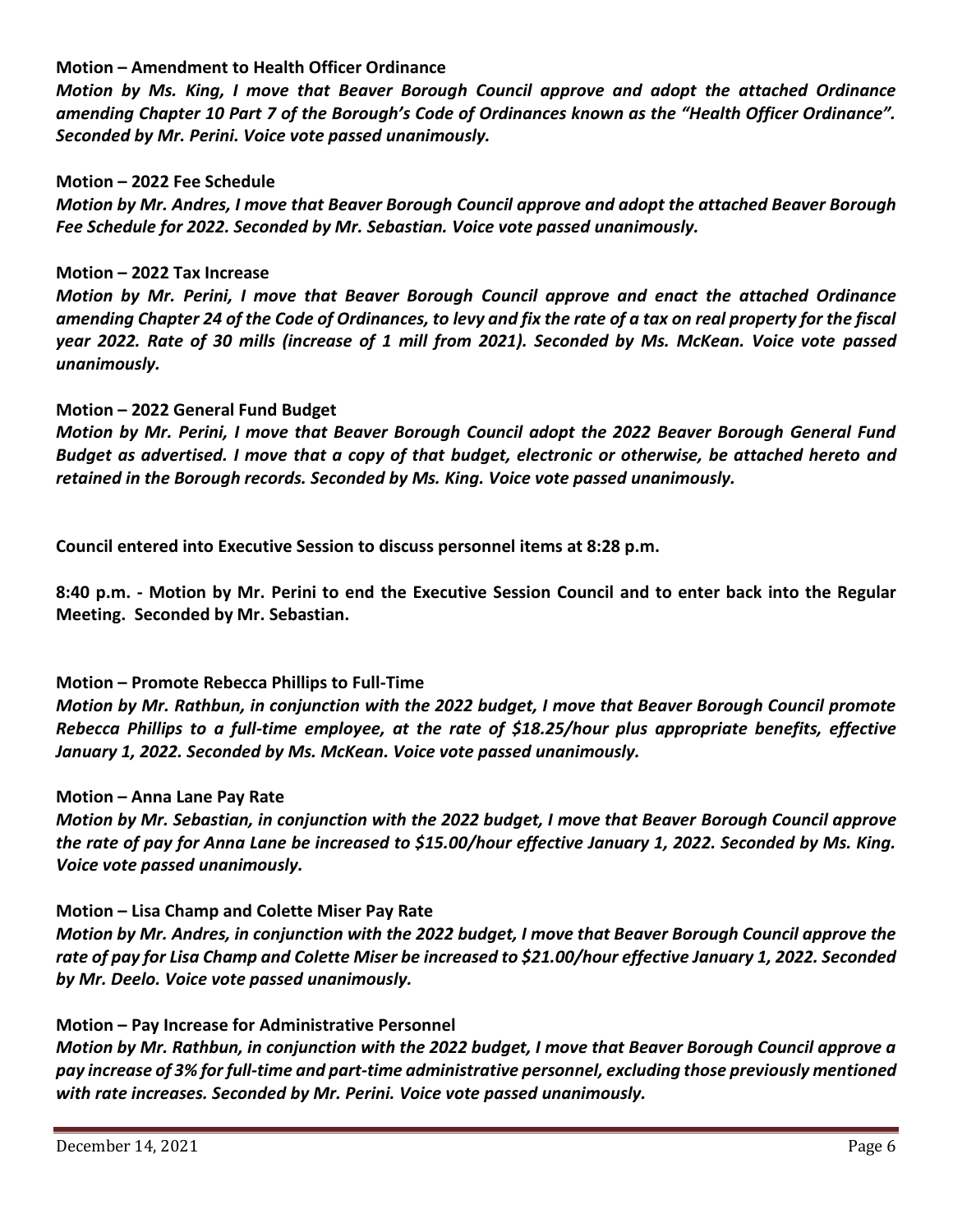**Motion – Amendment to Health Officer Ordinance**

***Motion by Ms. King, I move that Beaver Borough Council approve and adopt the attached Ordinance amending Chapter 10 Part 7 of the Borough's Code of Ordinances known as the "Health Officer Ordinance". Seconded by Mr. Perini. Voice vote passed unanimously.***

**Motion – 2022 Fee Schedule**

***Motion by Mr. Andres, I move that Beaver Borough Council approve and adopt the attached Beaver Borough Fee Schedule for 2022. Seconded by Mr. Sebastian. Voice vote passed unanimously.***

**Motion – 2022 Tax Increase**

***Motion by Mr. Perini, I move that Beaver Borough Council approve and enact the attached Ordinance amending Chapter 24 of the Code of Ordinances, to levy and fix the rate of a tax on real property for the fiscal year 2022. Rate of 30 mills (increase of 1 mill from 2021). Seconded by Ms. McKean. Voice vote passed unanimously.***

**Motion – 2022 General Fund Budget**

***Motion by Mr. Perini, I move that Beaver Borough Council adopt the 2022 Beaver Borough General Fund Budget as advertised. I move that a copy of that budget, electronic or otherwise, be attached hereto and retained in the Borough records. Seconded by Ms. King. Voice vote passed unanimously.***

**Council entered into Executive Session to discuss personnel items at 8:28 p.m.**

**8:40 p.m. - Motion by Mr. Perini to end the Executive Session Council and to enter back into the Regular Meeting. Seconded by Mr. Sebastian.**

**Motion – Promote Rebecca Phillips to Full-Time**

***Motion by Mr. Rathbun, in conjunction with the 2022 budget, I move that Beaver Borough Council promote Rebecca Phillips to a full-time employee, at the rate of $18.25/hour plus appropriate benefits, effective January 1, 2022. Seconded by Ms. McKean. Voice vote passed unanimously.***

**Motion – Anna Lane Pay Rate**

***Motion by Mr. Sebastian, in conjunction with the 2022 budget, I move that Beaver Borough Council approve the rate of pay for Anna Lane be increased to $15.00/hour effective January 1, 2022. Seconded by Ms. King. Voice vote passed unanimously.***

**Motion – Lisa Champ and Colette Miser Pay Rate**

***Motion by Mr. Andres, in conjunction with the 2022 budget, I move that Beaver Borough Council approve the rate of pay for Lisa Champ and Colette Miser be increased to $21.00/hour effective January 1, 2022. Seconded by Mr. Deelo. Voice vote passed unanimously.***

**Motion – Pay Increase for Administrative Personnel**

***Motion by Mr. Rathbun, in conjunction with the 2022 budget, I move that Beaver Borough Council approve a pay increase of 3% for full-time and part-time administrative personnel, excluding those previously mentioned with rate increases. Seconded by Mr. Perini. Voice vote passed unanimously.***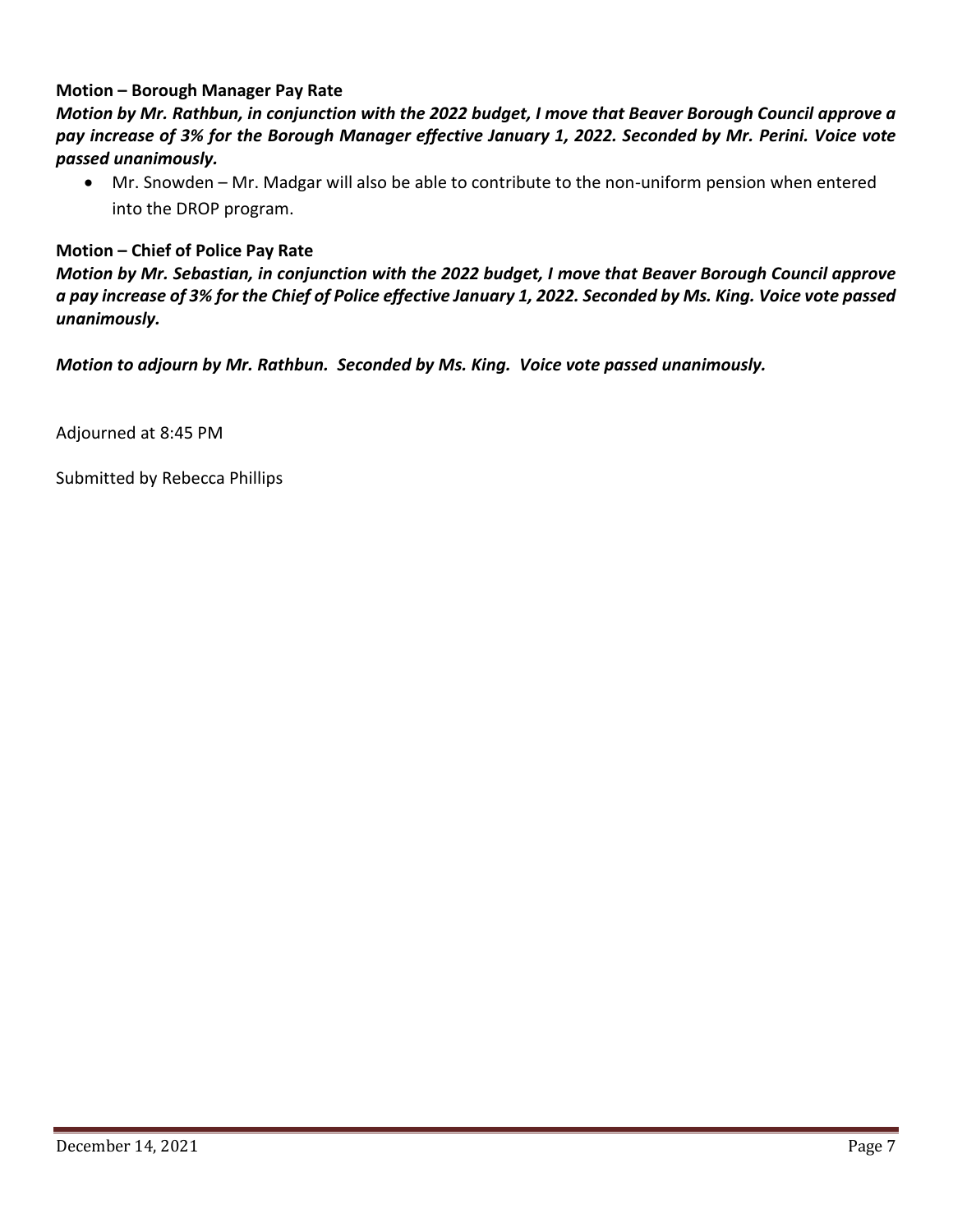**Motion – Borough Manager Pay Rate**

***Motion by Mr. Rathbun, in conjunction with the 2022 budget, I move that Beaver Borough Council approve a pay increase of 3% for the Borough Manager effective January 1, 2022. Seconded by Mr. Perini. Voice vote passed unanimously.***

- Mr. Snowden – Mr. Madgar will also be able to contribute to the non-uniform pension when entered into the DROP program.

**Motion – Chief of Police Pay Rate**

***Motion by Mr. Sebastian, in conjunction with the 2022 budget, I move that Beaver Borough Council approve a pay increase of 3% for the Chief of Police effective January 1, 2022. Seconded by Ms. King. Voice vote passed unanimously.***

***Motion to adjourn by Mr. Rathbun. Seconded by Ms. King. Voice vote passed unanimously.***

Adjourned at 8:45 PM

Submitted by Rebecca Phillips